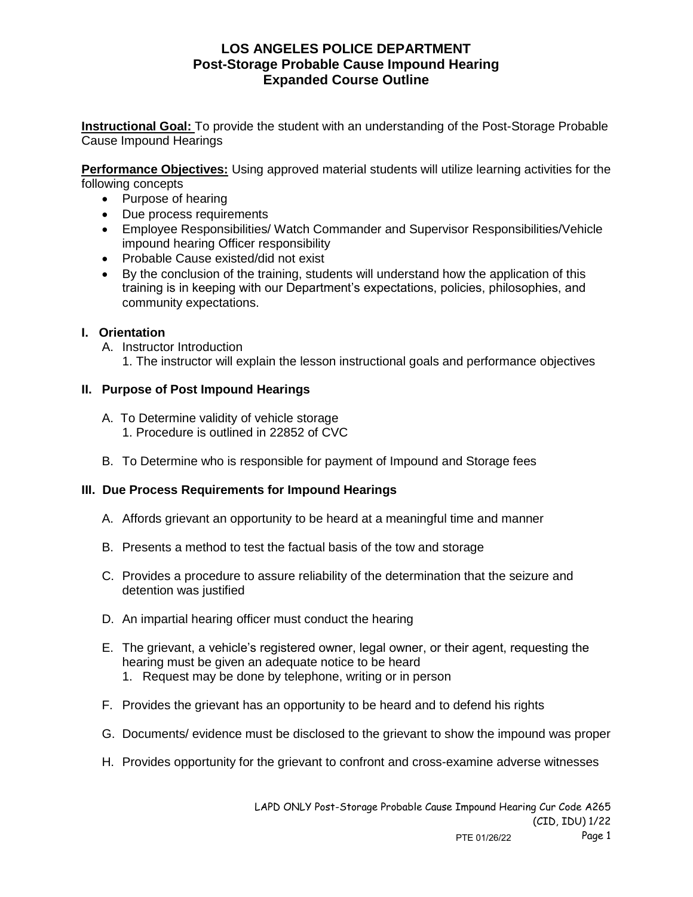# LOS ANGELES POLICE DEPARTMENT
## Post-Storage Probable Cause Impound Hearing
## Expanded Course Outline

**Instructional Goal:** To provide the student with an understanding of the Post-Storage Probable Cause Impound Hearings

**Performance Objectives:** Using approved material students will utilize learning activities for the following concepts

- Purpose of hearing
- Due process requirements
- Employee Responsibilities/ Watch Commander and Supervisor Responsibilities/Vehicle impound hearing Officer responsibility
- Probable Cause existed/did not exist
- By the conclusion of the training, students will understand how the application of this training is in keeping with our Department's expectations, policies, philosophies, and community expectations.

### I. Orientation

A. Instructor Introduction
   1. The instructor will explain the lesson instructional goals and performance objectives

### II. Purpose of Post Impound Hearings

A. To Determine validity of vehicle storage
   1. Procedure is outlined in 22852 of CVC

B. To Determine who is responsible for payment of Impound and Storage fees

### III. Due Process Requirements for Impound Hearings

A. Affords grievant an opportunity to be heard at a meaningful time and manner

B. Presents a method to test the factual basis of the tow and storage

C. Provides a procedure to assure reliability of the determination that the seizure and detention was justified

D. An impartial hearing officer must conduct the hearing

E. The grievant, a vehicle's registered owner, legal owner, or their agent, requesting the hearing must be given an adequate notice to be heard
   1. Request may be done by telephone, writing or in person

F. Provides the grievant has an opportunity to be heard and to defend his rights

G. Documents/ evidence must be disclosed to the grievant to show the impound was proper

H. Provides opportunity for the grievant to confront and cross-examine adverse witnesses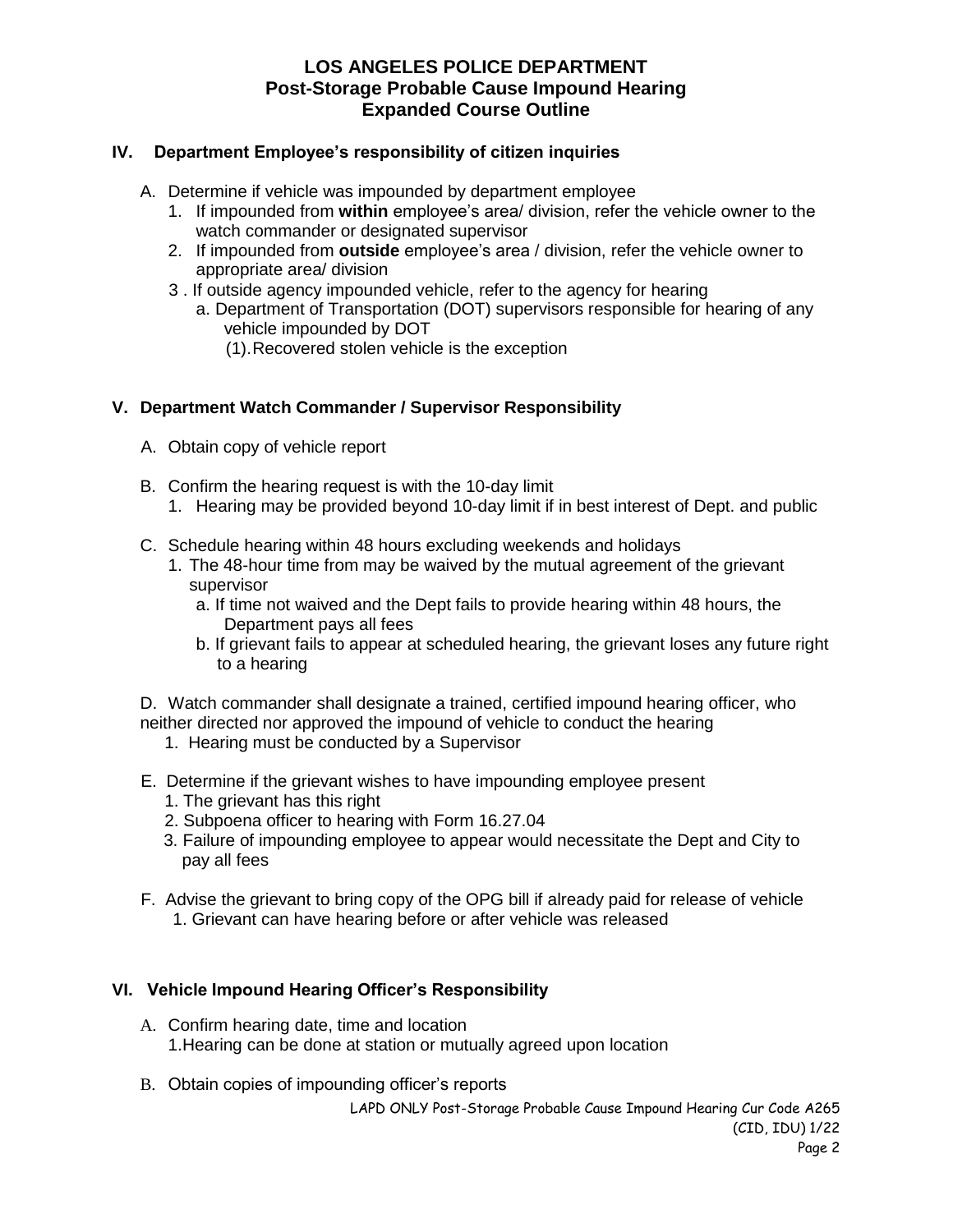# LOS ANGELES POLICE DEPARTMENT
## Post-Storage Probable Cause Impound Hearing
## Expanded Course Outline

### IV. Department Employee's responsibility of citizen inquiries

A. Determine if vehicle was impounded by department employee
   1. If impounded from **within** employee's area/ division, refer the vehicle owner to the watch commander or designated supervisor
   2. If impounded from **outside** employee's area / division, refer the vehicle owner to appropriate area/ division
   3 . If outside agency impounded vehicle, refer to the agency for hearing
      a. Department of Transportation (DOT) supervisors responsible for hearing of any vehicle impounded by DOT
         (1).Recovered stolen vehicle is the exception

### V. Department Watch Commander / Supervisor Responsibility

A. Obtain copy of vehicle report

B. Confirm the hearing request is with the 10-day limit
   1. Hearing may be provided beyond 10-day limit if in best interest of Dept. and public

C. Schedule hearing within 48 hours excluding weekends and holidays
   1. The 48-hour time from may be waived by the mutual agreement of the grievant supervisor
      a. If time not waived and the Dept fails to provide hearing within 48 hours, the Department pays all fees
      b. If grievant fails to appear at scheduled hearing, the grievant loses any future right to a hearing

D. Watch commander shall designate a trained, certified impound hearing officer, who neither directed nor approved the impound of vehicle to conduct the hearing
   1. Hearing must be conducted by a Supervisor

E. Determine if the grievant wishes to have impounding employee present
   1. The grievant has this right
   2. Subpoena officer to hearing with Form 16.27.04
   3. Failure of impounding employee to appear would necessitate the Dept and City to pay all fees

F. Advise the grievant to bring copy of the OPG bill if already paid for release of vehicle
   1. Grievant can have hearing before or after vehicle was released

### VI. Vehicle Impound Hearing Officer's Responsibility

A. Confirm hearing date, time and location
   1.Hearing can be done at station or mutually agreed upon location

B. Obtain copies of impounding officer's reports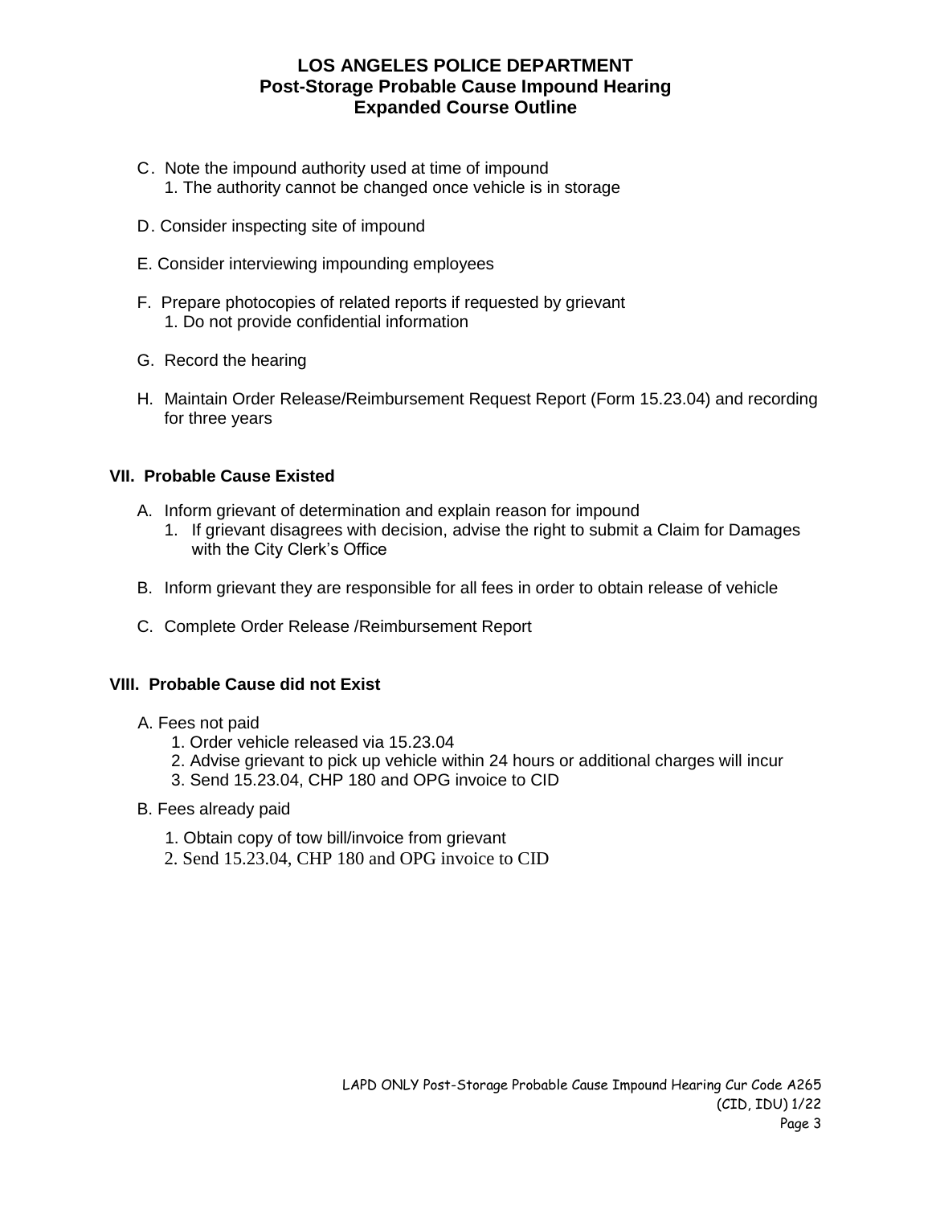C. Note the impound authority used at time of impound
   1. The authority cannot be changed once vehicle is in storage

D. Consider inspecting site of impound

E. Consider interviewing impounding employees

F. Prepare photocopies of related reports if requested by grievant
   1. Do not provide confidential information

G. Record the hearing

H. Maintain Order Release/Reimbursement Request Report (Form 15.23.04) and recording for three years

**VII. Probable Cause Existed**

A. Inform grievant of determination and explain reason for impound
   1. If grievant disagrees with decision, advise the right to submit a Claim for Damages with the City Clerk's Office

B. Inform grievant they are responsible for all fees in order to obtain release of vehicle

C. Complete Order Release /Reimbursement Report

**VIII. Probable Cause did not Exist**

A. Fees not paid
   1. Order vehicle released via 15.23.04
   2. Advise grievant to pick up vehicle within 24 hours or additional charges will incur
   3. Send 15.23.04, CHP 180 and OPG invoice to CID

B. Fees already paid
   1. Obtain copy of tow bill/invoice from grievant
   2. Send 15.23.04, CHP 180 and OPG invoice to CID